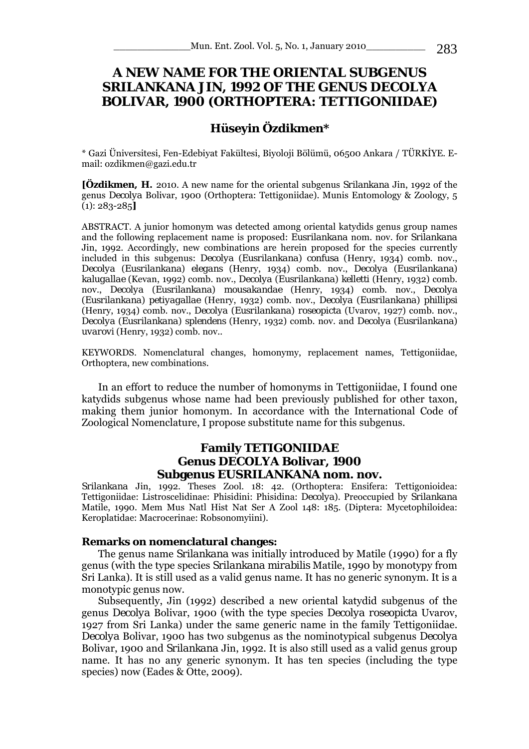# A NEW NAME FOR THE ORIENTAL SUBGENUS SRILANKANA JIN, 1992 OF THE GENUS DECOLYA BOLIVAR, 1900 (ORTHOPTERA: TETTIGONIIDAE)

## Hüseyin Özdikmen*

* Gazi Üniversitesi, Fen-Edebiyat Fakültesi, Biyoloji Bölümü, 06500 Ankara / TÜRKİYE. E-mail: ozdikmen@gazi.edu.tr

**[Özdikmen, H.** 2010. A new name for the oriental subgenus *Srilankana* Jin, 1992 of the genus *Decolya* Bolivar, 1900 (Orthoptera: Tettigoniidae). Munis Entomology & Zoology, 5 (1): 283-285**]**

ABSTRACT. A junior homonym was detected among oriental katydids genus group names and the following replacement name is proposed: *Eusrilankana* nom. nov. for *Srilankana* Jin, 1992. Accordingly, new combinations are herein proposed for the species currently included in this subgenus: *Decolya* (*Eusrilankana*) *confusa* (Henry, 1934) comb. nov., *Decolya* (*Eusrilankana*) *elegans* (Henry, 1934) comb. nov., *Decolya* (*Eusrilankana*) *kalugallae* (Kevan, 1992) comb. nov., *Decolya* (*Eusrilankana*) *kelletti* (Henry, 1932) comb. nov., *Decolya* (*Eusrilankana*) *mousakandae* (Henry, 1934) comb. nov., *Decolya* (*Eusrilankana*) *petiyagallae* (Henry, 1932) comb. nov., *Decolya* (*Eusrilankana*) *phillipsi* (Henry, 1934) comb. nov., *Decolya* (*Eusrilankana*) *roseopicta* (Uvarov, 1927) comb. nov., *Decolya* (*Eusrilankana*) *splendens* (Henry, 1932) comb. nov. and *Decolya* (*Eusrilankana*) *uvarovi* (Henry, 1932) comb. nov..

KEYWORDS. Nomenclatural changes, homonymy, replacement names, Tettigoniidae, Orthoptera, new combinations.

In an effort to reduce the number of homonyms in Tettigoniidae, I found one katydids subgenus whose name had been previously published for other taxon, making them junior homonym. In accordance with the International Code of Zoological Nomenclature, I propose substitute name for this subgenus.

### Family TETIGONIIDAE
### Genus DECOLYA Bolivar, 1900
### Subgenus EUSRILANKANA nom. nov.

*Srilankana* Jin, 1992. Theses Zool. 18: 42. (Orthoptera: Ensifera: Tettigonioidea: Tettigoniidae: Listroscelidinae: Phisidini: Phisidina: *Decolya*). Preoccupied by *Srilankana* Matile, 1990. Mem Mus Natl Hist Nat Ser A Zool 148: 185. (Diptera: Mycetophiloidea: Keroplatidae: Macrocerinae: Robsonomyiini).

**Remarks on nomenclatural changes:**

The genus name *Srilankana* was initially introduced by Matile (1990) for a fly genus (with the type species *Srilankana mirabilis* Matile, 1990 by monotypy from Sri Lanka). It is still used as a valid genus name. It has no generic synonym. It is a monotypic genus now.

Subsequently, Jin (1992) described a new oriental katydid subgenus of the genus *Decolya* Bolivar, 1900 (with the type species *Decolya roseopicta* Uvarov, 1927 from Sri Lanka) under the same generic name in the family Tettigoniidae. *Decolya* Bolivar, 1900 has two subgenus as the nominotypical subgenus *Decolya* Bolivar, 1900 and *Srilankana* Jin, 1992. It is also still used as a valid genus group name. It has no any generic synonym. It has ten species (including the type species) now (Eades & Otte, 2009).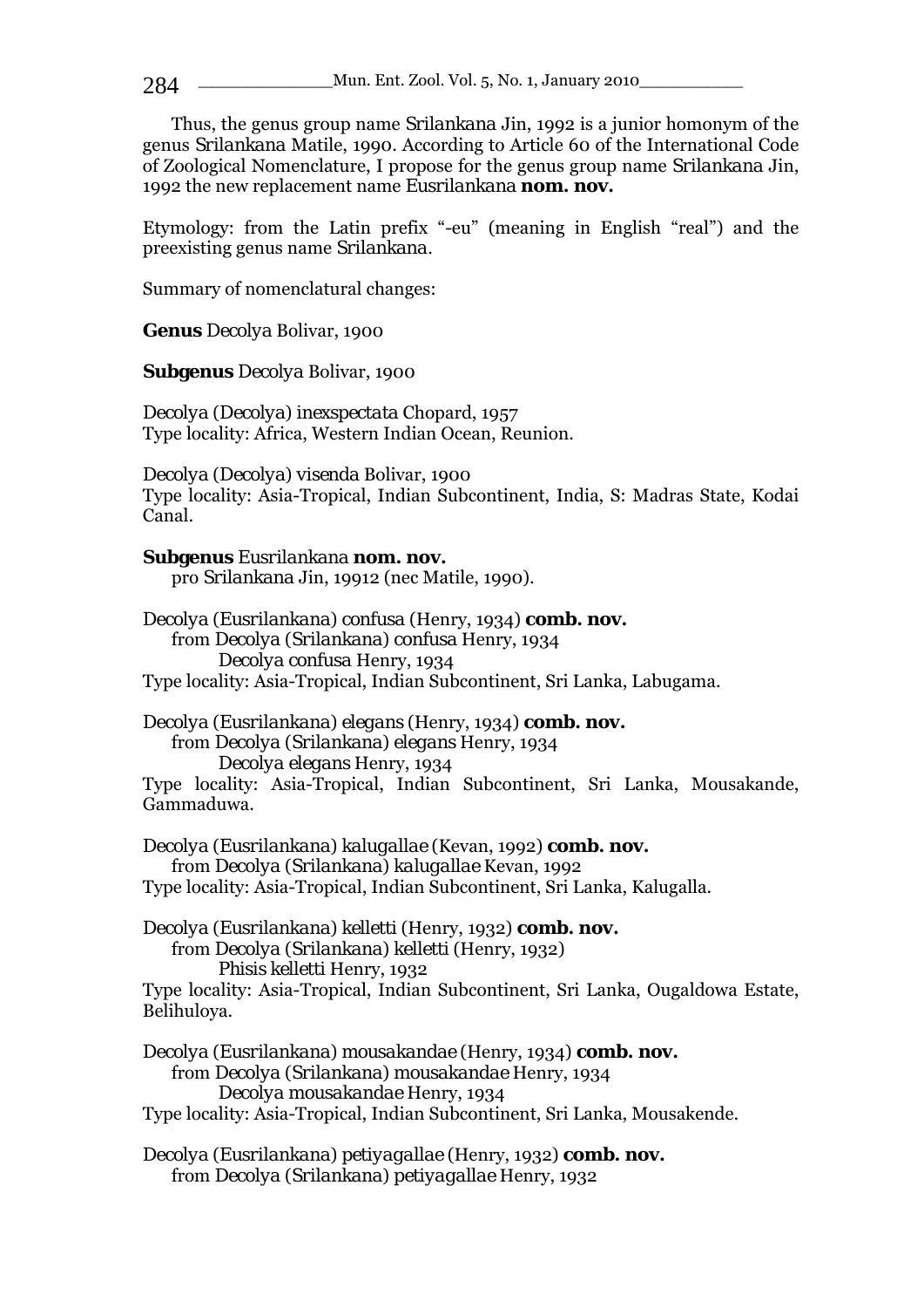Thus, the genus group name Srilankana Jin, 1992 is a junior homonym of the genus Srilankana Matile, 1990. According to Article 60 of the International Code of Zoological Nomenclature, I propose for the genus group name Srilankana Jin, 1992 the new replacement name Eusrilankana **nom. nov.**

Etymology: from the Latin prefix "-eu" (meaning in English "real") and the preexisting genus name Srilankana.

Summary of nomenclatural changes:

**Genus** Decolya Bolivar, 1900

**Subgenus** Decolya Bolivar, 1900

Decolya (Decolya) inexspectata Chopard, 1957
Type locality: Africa, Western Indian Ocean, Reunion.

Decolya (Decolya) visenda Bolivar, 1900
Type locality: Asia-Tropical, Indian Subcontinent, India, S: Madras State, Kodai Canal.

**Subgenus** Eusrilankana **nom. nov.**
pro Srilankana Jin, 19912 (nec Matile, 1990).

Decolya (Eusrilankana) confusa (Henry, 1934) **comb. nov.**
from Decolya (Srilankana) confusa Henry, 1934
Decolya confusa Henry, 1934
Type locality: Asia-Tropical, Indian Subcontinent, Sri Lanka, Labugama.

Decolya (Eusrilankana) elegans (Henry, 1934) **comb. nov.**
from Decolya (Srilankana) elegans Henry, 1934
Decolya elegans Henry, 1934
Type locality: Asia-Tropical, Indian Subcontinent, Sri Lanka, Mousakande, Gammaduwa.

Decolya (Eusrilankana) kalugallae (Kevan, 1992) **comb. nov.**
from Decolya (Srilankana) kalugallae Kevan, 1992
Type locality: Asia-Tropical, Indian Subcontinent, Sri Lanka, Kalugalla.

Decolya (Eusrilankana) kelletti (Henry, 1932) **comb. nov.**
from Decolya (Srilankana) kelletti (Henry, 1932)
Phisis kelletti Henry, 1932
Type locality: Asia-Tropical, Indian Subcontinent, Sri Lanka, Ougaldowa Estate, Belihuloya.

Decolya (Eusrilankana) mousakandae (Henry, 1934) **comb. nov.**
from Decolya (Srilankana) mousakandae Henry, 1934
Decolya mousakandae Henry, 1934
Type locality: Asia-Tropical, Indian Subcontinent, Sri Lanka, Mousakende.

Decolya (Eusrilankana) petiyagallae (Henry, 1932) **comb. nov.**
from Decolya (Srilankana) petiyagallae Henry, 1932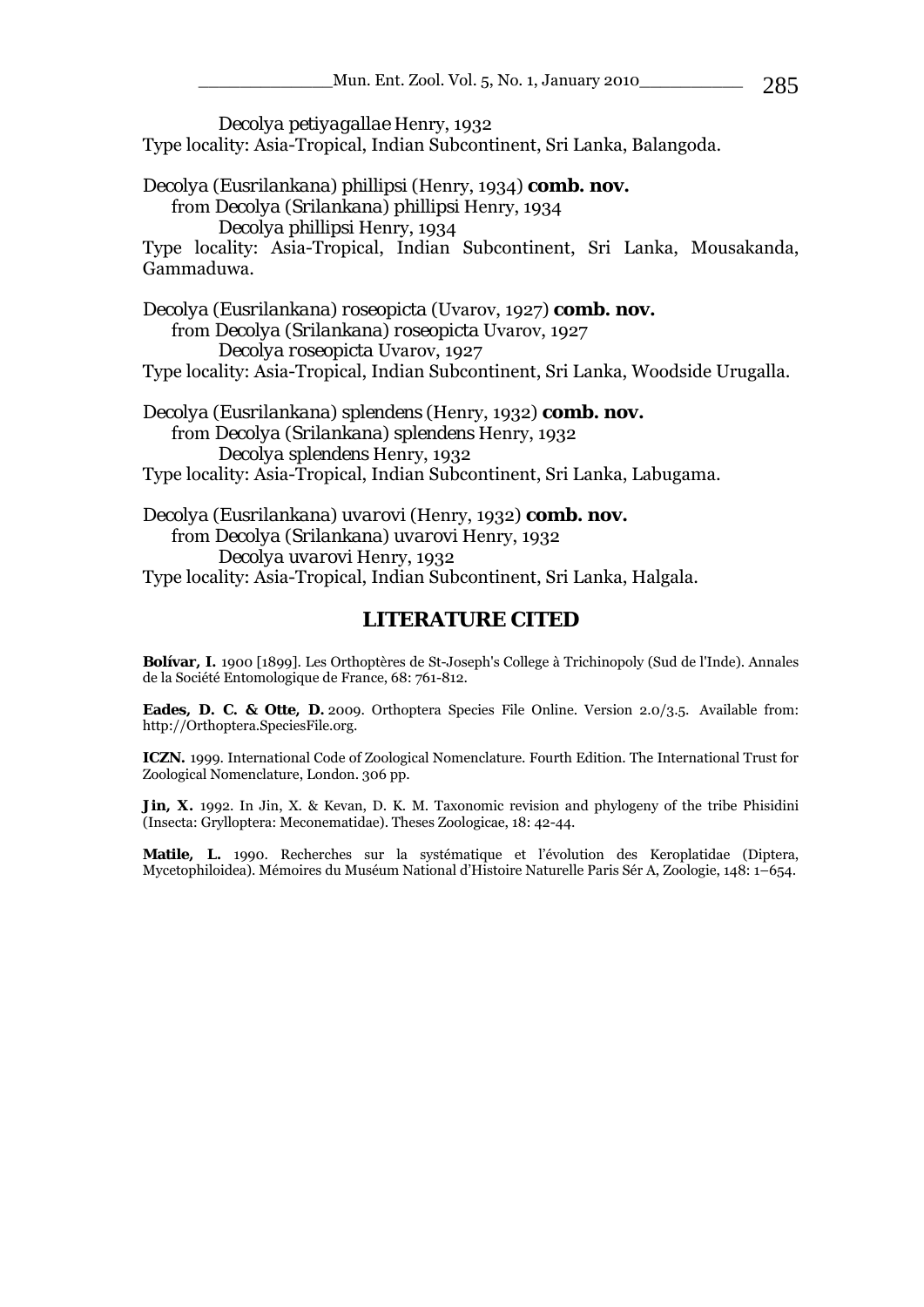*Decolya petiyagallae* Henry, 1932

Type locality: Asia-Tropical, Indian Subcontinent, Sri Lanka, Balangoda.

*Decolya* (*Eusrilankana*) *phillipsi* (Henry, 1934) **comb. nov.**

from *Decolya* (*Srilankana*) *phillipsi* Henry, 1934

*Decolya phillipsi* Henry, 1934

Type locality: Asia-Tropical, Indian Subcontinent, Sri Lanka, Mousakanda, Gammaduwa.

*Decolya* (*Eusrilankana*) *roseopicta* (Uvarov, 1927) **comb. nov.**

from *Decolya* (*Srilankana*) *roseopicta* Uvarov, 1927

*Decolya roseopicta* Uvarov, 1927

Type locality: Asia-Tropical, Indian Subcontinent, Sri Lanka, Woodside Urugalla.

*Decolya* (*Eusrilankana*) *splendens* (Henry, 1932) **comb. nov.**

from *Decolya* (*Srilankana*) *splendens* Henry, 1932

*Decolya splendens* Henry, 1932

Type locality: Asia-Tropical, Indian Subcontinent, Sri Lanka, Labugama.

*Decolya* (*Eusrilankana*) *uvarovi* (Henry, 1932) **comb. nov.**

from *Decolya* (*Srilankana*) *uvarovi* Henry, 1932

*Decolya uvarovi* Henry, 1932

Type locality: Asia-Tropical, Indian Subcontinent, Sri Lanka, Halgala.

## LITERATURE CITED

**Bolívar, I.** 1900 [1899]. Les Orthoptères de St-Joseph's College à Trichinopoly (Sud de l'Inde). Annales de la Société Entomologique de France, 68: 761-812.

**Eades, D. C. & Otte, D.** 2009. Orthoptera Species File Online. Version 2.0/3.5. Available from: http://Orthoptera.SpeciesFile.org.

**ICZN.** 1999. International Code of Zoological Nomenclature. Fourth Edition. The International Trust for Zoological Nomenclature, London. 306 pp.

**Jin, X.** 1992. In Jin, X. & Kevan, D. K. M. Taxonomic revision and phylogeny of the tribe Phisidini (Insecta: Grylloptera: Meconematidae). Theses Zoologicae, 18: 42-44.

**Matile, L.** 1990. Recherches sur la systématique et l'évolution des Keroplatidae (Diptera, Mycetophiloidea). Mémoires du Muséum National d'Histoire Naturelle Paris Sér A, Zoologie, 148: 1–654.